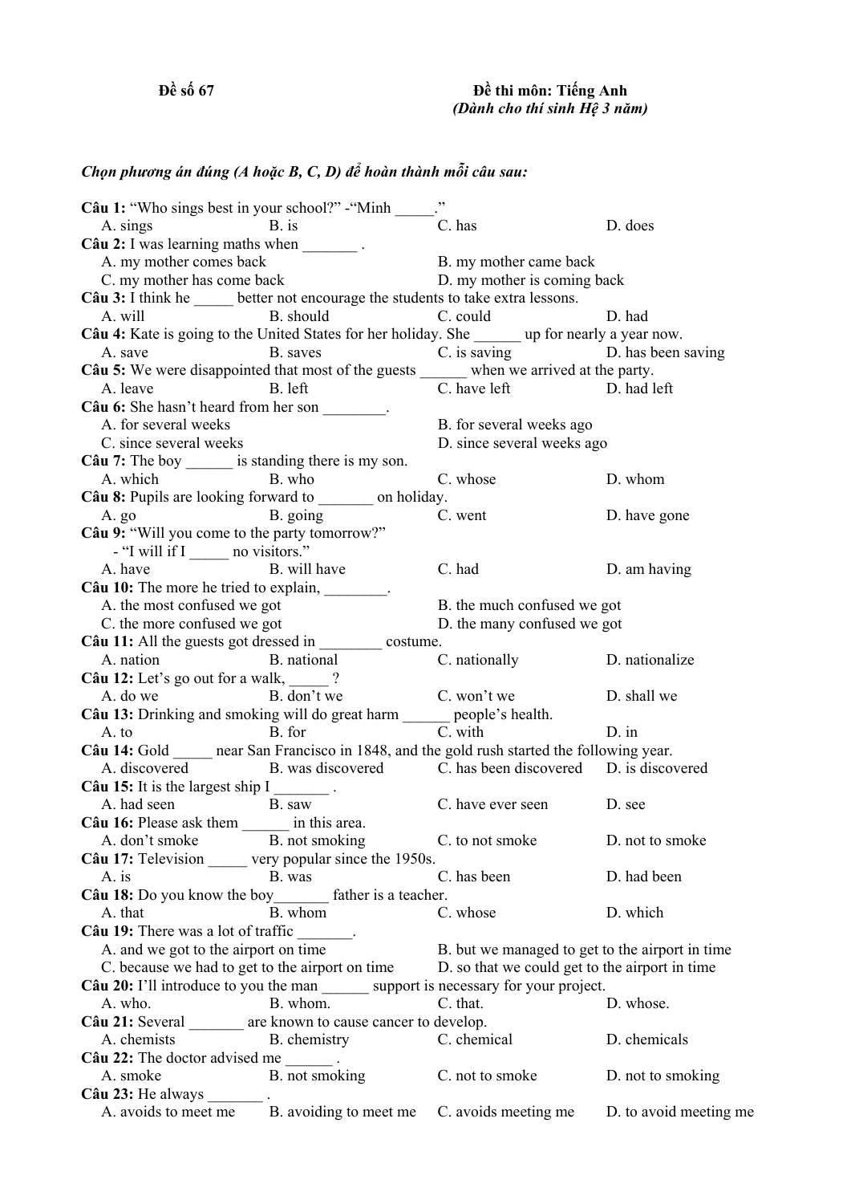**Đề số 67** **Đề thi môn: Tiếng Anh**
***(Dành cho thí sinh Hệ 3 năm)***

***Chọn phương án đúng (A hoặc B, C, D) để hoàn thành mỗi câu sau:***

**Câu 1:** "Who sings best in your school?" -"Minh _____."
A. sings B. is C. has D. does

**Câu 2:** I was learning maths when _______ .
A. my mother comes back B. my mother came back
C. my mother has come back D. my mother is coming back

**Câu 3:** I think he _____ better not encourage the students to take extra lessons.
A. will B. should C. could D. had

**Câu 4:** Kate is going to the United States for her holiday. She ______ up for nearly a year now.
A. save B. saves C. is saving D. has been saving

**Câu 5:** We were disappointed that most of the guests ______ when we arrived at the party.
A. leave B. left C. have left D. had left

**Câu 6:** She hasn't heard from her son ________.
A. for several weeks B. for several weeks ago
C. since several weeks D. since several weeks ago

**Câu 7:** The boy ______ is standing there is my son.
A. which B. who C. whose D. whom

**Câu 8:** Pupils are looking forward to _______ on holiday.
A. go B. going C. went D. have gone

**Câu 9:** "Will you come to the party tomorrow?"
- "I will if I _____ no visitors."
A. have B. will have C. had D. am having

**Câu 10:** The more he tried to explain, ________.
A. the most confused we got B. the much confused we got
C. the more confused we got D. the many confused we got

**Câu 11:** All the guests got dressed in ________ costume.
A. nation B. national C. nationally D. nationalize

**Câu 12:** Let's go out for a walk, _____ ?
A. do we B. don't we C. won't we D. shall we

**Câu 13:** Drinking and smoking will do great harm ______ people's health.
A. to B. for C. with D. in

**Câu 14:** Gold _____ near San Francisco in 1848, and the gold rush started the following year.
A. discovered B. was discovered C. has been discovered D. is discovered

**Câu 15:** It is the largest ship I _______ .
A. had seen B. saw C. have ever seen D. see

**Câu 16:** Please ask them ______ in this area.
A. don't smoke B. not smoking C. to not smoke D. not to smoke

**Câu 17:** Television _____ very popular since the 1950s.
A. is B. was C. has been D. had been

**Câu 18:** Do you know the boy_______ father is a teacher.
A. that B. whom C. whose D. which

**Câu 19:** There was a lot of traffic _______.
A. and we got to the airport on time B. but we managed to get to the airport in time
C. because we had to get to the airport on time D. so that we could get to the airport in time

**Câu 20:** I'll introduce to you the man ______ support is necessary for your project.
A. who. B. whom. C. that. D. whose.

**Câu 21:** Several _______ are known to cause cancer to develop.
A. chemists B. chemistry C. chemical D. chemicals

**Câu 22:** The doctor advised me ______ .
A. smoke B. not smoking C. not to smoke D. not to smoking

**Câu 23:** He always _______ .
A. avoids to meet me B. avoiding to meet me C. avoids meeting me D. to avoid meeting me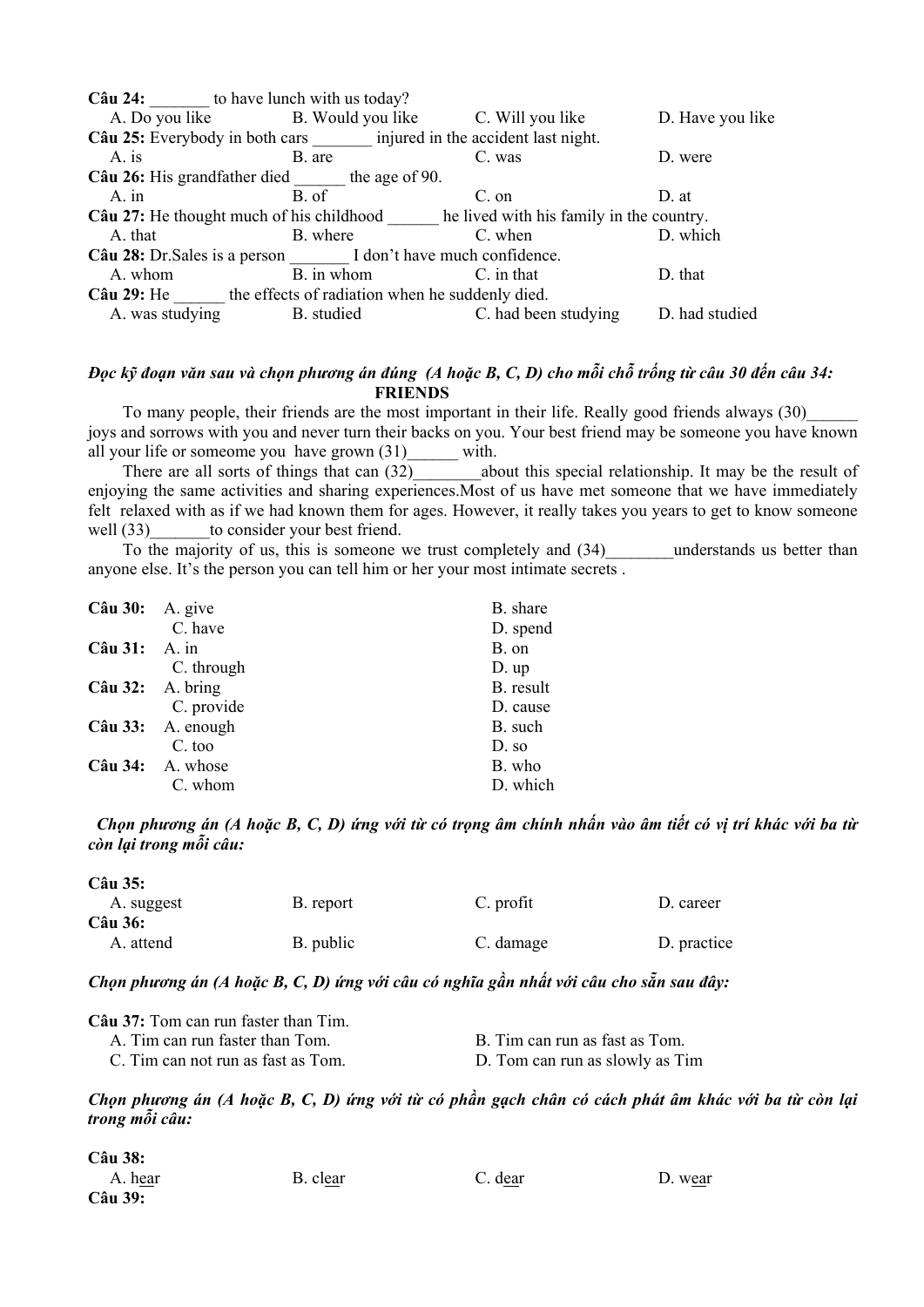**Câu 24:** _______ to have lunch with us today?

A. Do you like B. Would you like C. Will you like D. Have you like

**Câu 25:** Everybody in both cars _______ injured in the accident last night.

A. is B. are C. was D. were

**Câu 26:** His grandfather died ______ the age of 90.

A. in B. of C. on D. at

**Câu 27:** He thought much of his childhood ______ he lived with his family in the country.

A. that B. where C. when D. which

**Câu 28:** Dr.Sales is a person _______ I don't have much confidence.

A. whom B. in whom C. in that D. that

**Câu 29:** He ______ the effects of radiation when he suddenly died.

A. was studying B. studied C. had been studying D. had studied

***Đọc kỹ đoạn văn sau và chọn phương án đúng (A hoặc B, C, D) cho mỗi chỗ trống từ câu 30 đến câu 34:***

**FRIENDS**

To many people, their friends are the most important in their life. Really good friends always (30)______ joys and sorrows with you and never turn their backs on you. Your best friend may be someone you have known all your life or someome you have grown (31)______ with.

There are all sorts of things that can (32)________about this special relationship. It may be the result of enjoying the same activities and sharing experiences.Most of us have met someone that we have immediately felt relaxed with as if we had known them for ages. However, it really takes you years to get to know someone well (33)_______to consider your best friend.

To the majority of us, this is someone we trust completely and (34)________understands us better than anyone else. It's the person you can tell him or her your most intimate secrets .

**Câu 30:** A. give B. share C. have D. spend

**Câu 31:** A. in B. on C. through D. up

**Câu 32:** A. bring B. result C. provide D. cause

**Câu 33:** A. enough B. such C. too D. so

**Câu 34:** A. whose B. who C. whom D. which

***Chọn phương án (A hoặc B, C, D) ứng với từ có trọng âm chính nhấn vào âm tiết có vị trí khác với ba từ còn lại trong mỗi câu:***

**Câu 35:**

A. suggest B. report C. profit D. career

**Câu 36:**

A. attend B. public C. damage D. practice

***Chọn phương án (A hoặc B, C, D) ứng với câu có nghĩa gần nhất với câu cho sẵn sau đây:***

**Câu 37:** Tom can run faster than Tim.

A. Tim can run faster than Tom. B. Tim can run as fast as Tom.
C. Tim can not run as fast as Tom. D. Tom can run as slowly as Tim

***Chọn phương án (A hoặc B, C, D) ứng với từ có phần gạch chân có cách phát âm khác với ba từ còn lại trong mỗi câu:***

**Câu 38:**

A. h<u>ear</u> B. cl<u>ear</u> C. d<u>ear</u> D. w<u>ear</u>

**Câu 39:**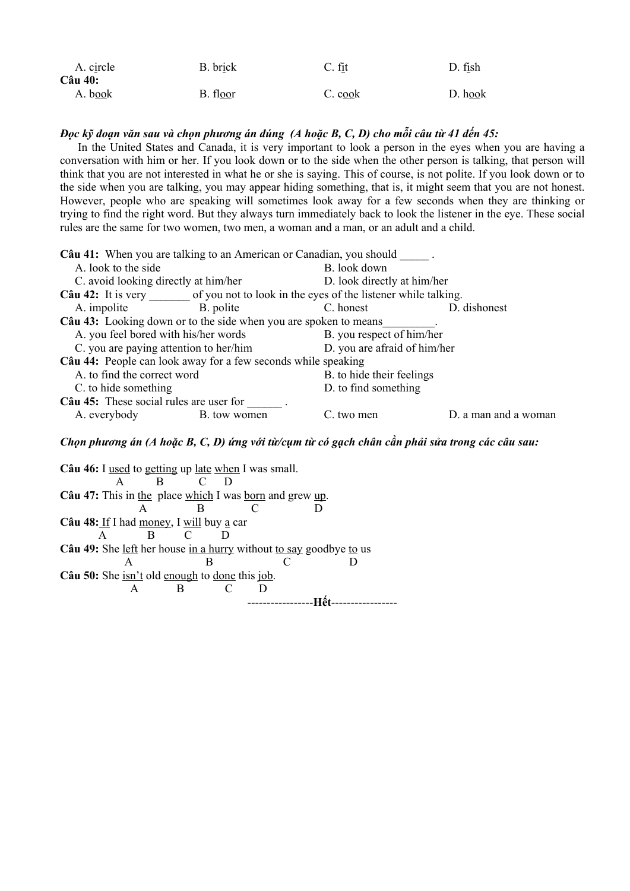A. c<u>i</u>rcle B. br<u>i</u>ck C. f<u>i</u>t D. f<u>i</u>sh

**Câu 40:**

A. b<u>oo</u>k B. fl<u>oo</u>r C. c<u>oo</u>k D. h<u>oo</u>k

***Đọc kỹ đoạn văn sau và chọn phương án đúng (A hoặc B, C, D) cho mỗi câu từ 41 đến 45:***

In the United States and Canada, it is very important to look a person in the eyes when you are having a conversation with him or her. If you look down or to the side when the other person is talking, that person will think that you are not interested in what he or she is saying. This of course, is not polite. If you look down or to the side when you are talking, you may appear hiding something, that is, it might seem that you are not honest. However, people who are speaking will sometimes look away for a few seconds when they are thinking or trying to find the right word. But they always turn immediately back to look the listener in the eye. These social rules are the same for two women, two men, a woman and a man, or an adult and a child.

**Câu 41:** When you are talking to an American or Canadian, you should _____ .

A. look to the side
B. look down
C. avoid looking directly at him/her
D. look directly at him/her

**Câu 42:** It is very _______ of you not to look in the eyes of the listener while talking.

A. impolite B. polite C. honest D. dishonest

**Câu 43:** Looking down or to the side when you are spoken to means_________.

A. you feel bored with his/her words
B. you respect of him/her
C. you are paying attention to her/him
D. you are afraid of him/her

**Câu 44:** People can look away for a few seconds while speaking

A. to find the correct word
B. to hide their feelings
C. to hide something
D. to find something

**Câu 45:** These social rules are user for ______ .

A. everybody B. tow women C. two men D. a man and a woman

***Chọn phương án (A hoặc B, C, D) ứng với từ/cụm từ có gạch chân cần phải sửa trong các câu sau:***

**Câu 46:** I <u>used</u> (A) to <u>getting</u> (B) up <u>late</u> (C) <u>when</u> (D) I was small.

**Câu 47:** This in <u>the</u> (A) place <u>which</u> (B) I was <u>born</u> (C) and grew <u>up</u> (D).

**Câu 48:** <u>If</u> (A) I had <u>money</u> (B), I <u>will</u> (C) buy <u>a</u> (D) car

**Câu 49:** She <u>left</u> (A) her house <u>in a hurry</u> (B) without <u>to say</u> (C) goodbye <u>to</u> (D) us

**Câu 50:** She <u>isn't</u> (A) old <u>enough</u> (B) to <u>done</u> (C) this <u>job</u> (D).

-----------------**Hết**-----------------